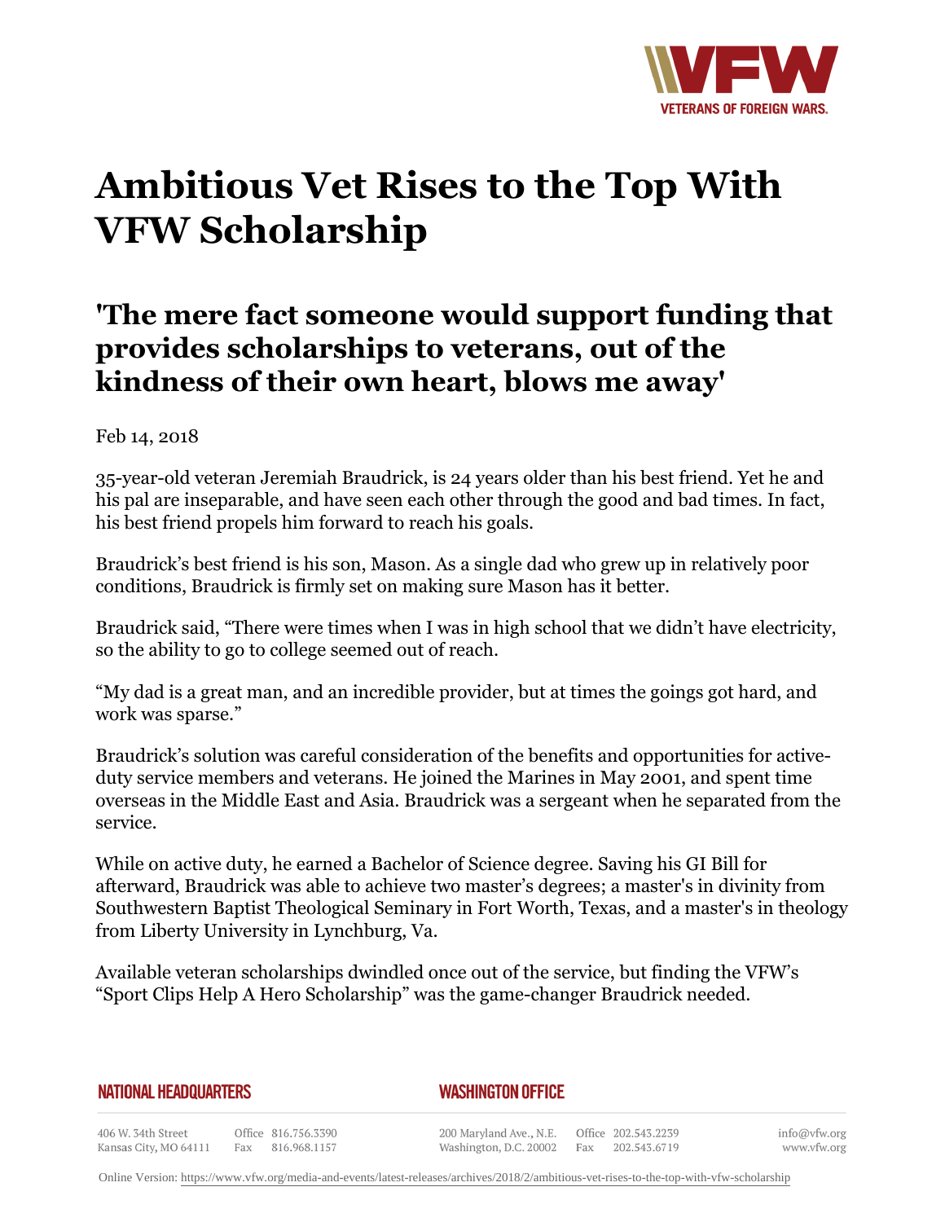# Ambitious Vet Rises to the Top With VFW Scholarship

## 'The mere fact someone would support funding that provides scholarships to veterans, out of the kindness of their own heart, blows me away'

Feb 14, 2018

35-year-old veteran Jeremiah Braudrick, is 24 years older than his best friend. Yet he and his pal are inseparable, and have seen each other through the good and bad times. In fact, his best friend propels him forward to reach his goals.

Braudrick's best friend is his son, Mason. As a single dad who grew up in relatively poor conditions, Braudrick is firmly set on making sure Mason has it better.

Braudrick said, "There were times when I was in high school that we didn't have electricity, so the ability to go to college seemed out of reach.

"My dad is a great man, and an incredible provider, but at times the goings got hard, and work was sparse."

Braudrick's solution was careful consideration of the benefits and opportunities for active-duty service members and veterans. He joined the Marines in May 2001, and spent time overseas in the Middle East and Asia. Braudrick was a sergeant when he separated from the service.

While on active duty, he earned a Bachelor of Science degree. Saving his GI Bill for afterward, Braudrick was able to achieve two master's degrees; a master's in divinity from Southwestern Baptist Theological Seminary in Fort Worth, Texas, and a master's in theology from Liberty University in Lynchburg, Va.

Available veteran scholarships dwindled once out of the service, but finding the VFW's "Sport Clips Help A Hero Scholarship" was the game-changer Braudrick needed.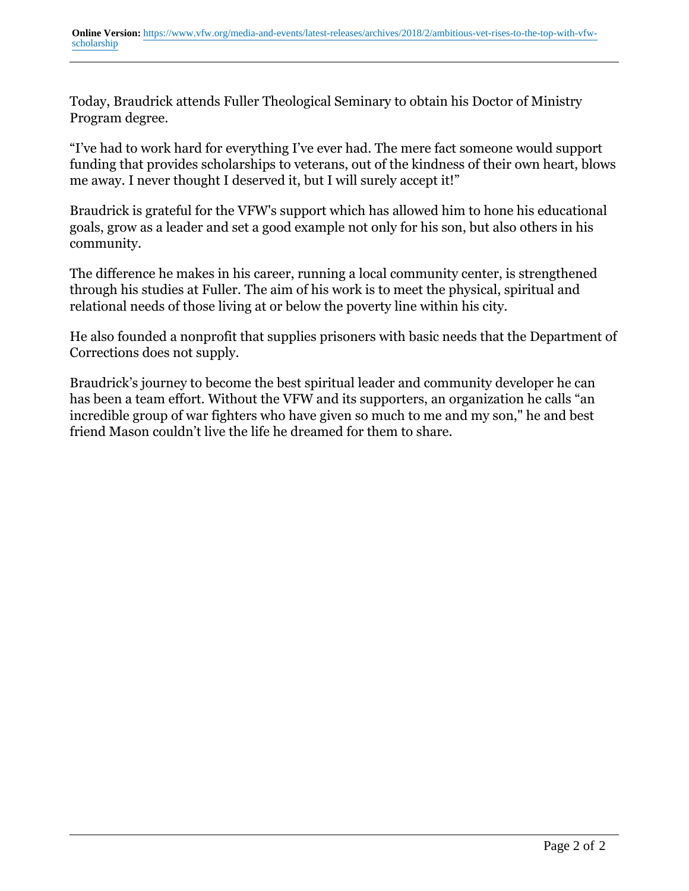Today, Braudrick attends Fuller Theological Seminary to obtain his Doctor of Ministry Program degree.

“I’ve had to work hard for everything I’ve ever had. The mere fact someone would support funding that provides scholarships to veterans, out of the kindness of their own heart, blows me away. I never thought I deserved it, but I will surely accept it!”

Braudrick is grateful for the VFW's support which has allowed him to hone his educational goals, grow as a leader and set a good example not only for his son, but also others in his community.

The difference he makes in his career, running a local community center, is strengthened through his studies at Fuller. The aim of his work is to meet the physical, spiritual and relational needs of those living at or below the poverty line within his city.

He also founded a nonprofit that supplies prisoners with basic needs that the Department of Corrections does not supply.

Braudrick’s journey to become the best spiritual leader and community developer he can has been a team effort. Without the VFW and its supporters, an organization he calls “an incredible group of war fighters who have given so much to me and my son," he and best friend Mason couldn’t live the life he dreamed for them to share.